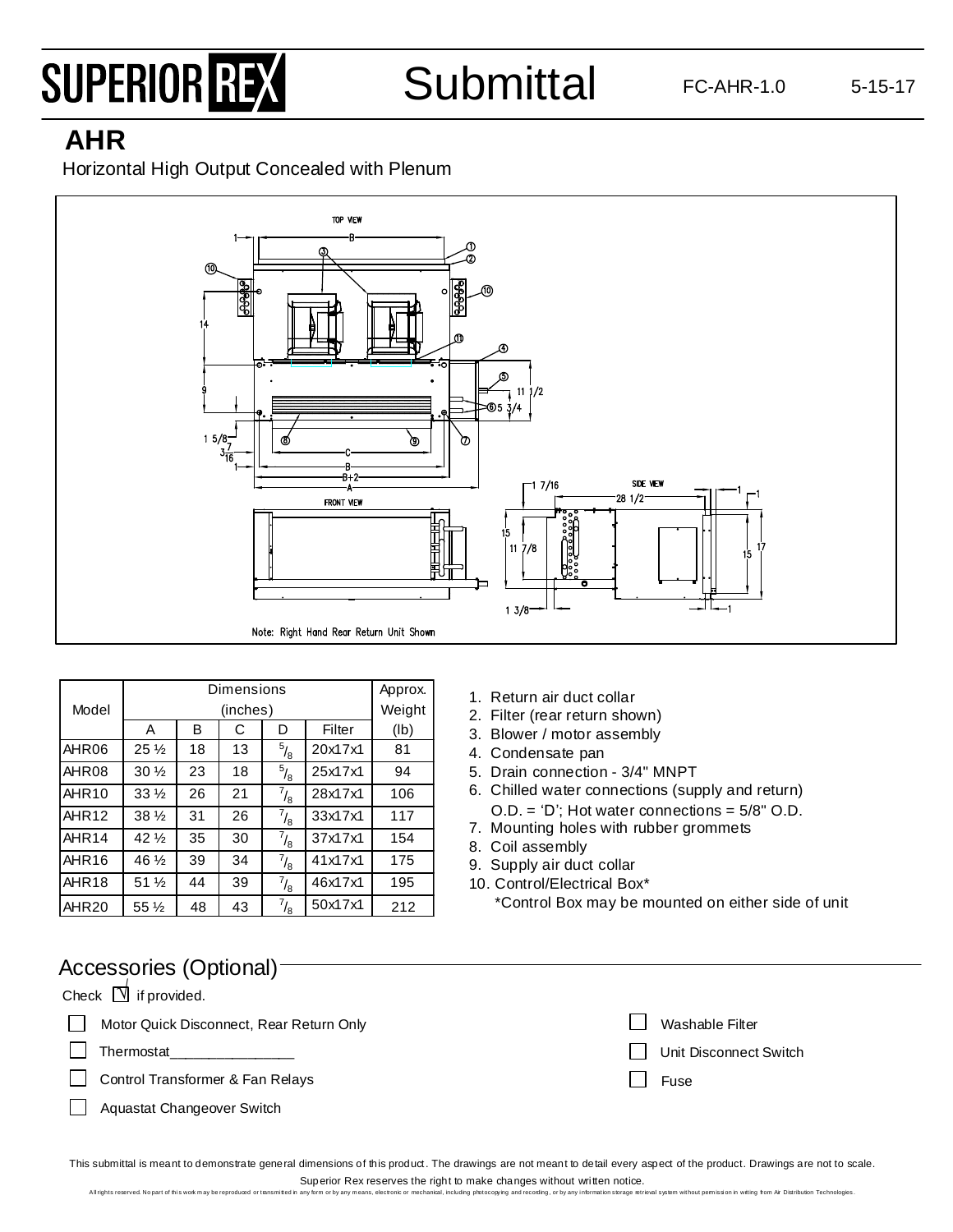# SUPERIOR REX Submittal

FC-AHR-1.0 5-15-17

## AHR

Horizontal High Output Concealed with Plenum

Note: Right Hand Rear Return Unit Shown

| Model | Dimensions (inches) | | | | | Approx. Weight |
|---|---|---|---|---|---|---|
| | A | B | C | D | Filter | (lb) |
| AHR06 | 25 ½ | 18 | 13 | 5/8 | 20x17x1 | 81 |
| AHR08 | 30 ½ | 23 | 18 | 5/8 | 25x17x1 | 94 |
| AHR10 | 33 ½ | 26 | 21 | 7/8 | 28x17x1 | 106 |
| AHR12 | 38 ½ | 31 | 26 | 7/8 | 33x17x1 | 117 |
| AHR14 | 42 ½ | 35 | 30 | 7/8 | 37x17x1 | 154 |
| AHR16 | 46 ½ | 39 | 34 | 7/8 | 41x17x1 | 175 |
| AHR18 | 51 ½ | 44 | 39 | 7/8 | 46x17x1 | 195 |
| AHR20 | 55 ½ | 48 | 43 | 7/8 | 50x17x1 | 212 |

1. Return air duct collar
2. Filter (rear return shown)
3. Blower / motor assembly
4. Condensate pan
5. Drain connection - 3/4" MNPT
6. Chilled water connections (supply and return) O.D. = 'D'; Hot water connections = 5/8" O.D.
7. Mounting holes with rubber grommets
8. Coil assembly
9. Supply air duct collar
10. Control/Electrical Box*
    *Control Box may be mounted on either side of unit

## Accessories (Optional)

Check ☑ if provided.

- ☐ Motor Quick Disconnect, Rear Return Only
- ☐ Thermostat________________
- ☐ Control Transformer & Fan Relays
- ☐ Aquastat Changeover Switch
- ☐ Washable Filter
- ☐ Unit Disconnect Switch
- ☐ Fuse

This submittal is meant to demonstrate general dimensions of this product. The drawings are not meant to detail every aspect of the product. Drawings are not to scale.

Superior Rex reserves the right to make changes without written notice.

All rights reserved. No part of this work may be reproduced or transmitted in any form or by any means, electronic or mechanical, including photocopying and recording, or by any information storage retrieval system without permission in writing from Air Distribution Technologies.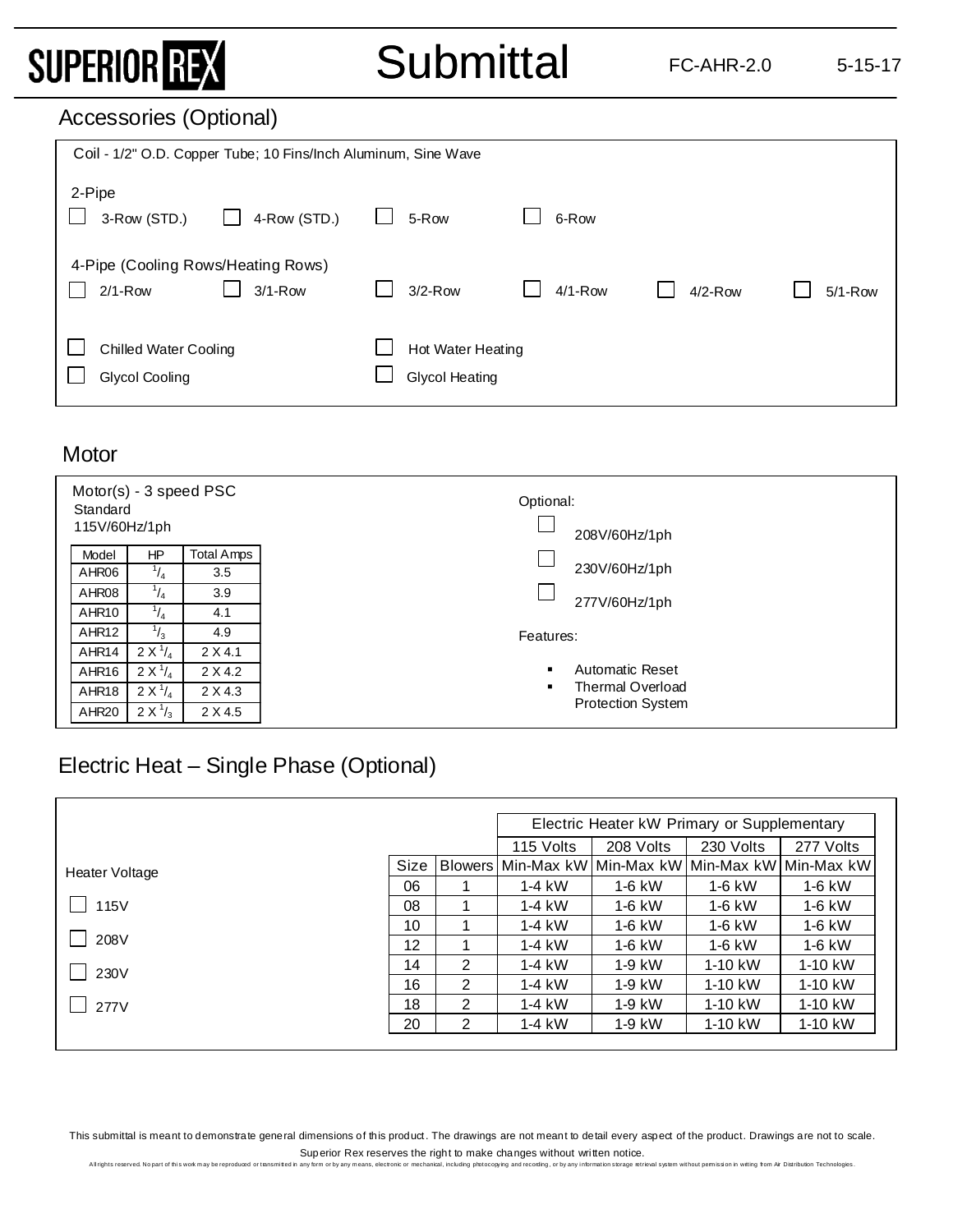# Submittal

FC-AHR-2.0 5-15-17

## Accessories (Optional)

Coil - 1/2" O.D. Copper Tube; 10 Fins/Inch Aluminum, Sine Wave

2-Pipe

- ☐ 3-Row (STD.)
- ☐ 4-Row (STD.)
- ☐ 5-Row
- ☐ 6-Row

4-Pipe (Cooling Rows/Heating Rows)

- ☐ 2/1-Row
- ☐ 3/1-Row
- ☐ 3/2-Row
- ☐ 4/1-Row
- ☐ 4/2-Row
- ☐ 5/1-Row

- ☐ Chilled Water Cooling
- ☐ Hot Water Heating
- ☐ Glycol Cooling
- ☐ Glycol Heating

## Motor

Motor(s) - 3 speed PSC
Standard
115V/60Hz/1ph

| Model | HP | Total Amps |
|---|---|---|
| AHR06 | 1/4 | 3.5 |
| AHR08 | 1/4 | 3.9 |
| AHR10 | 1/4 | 4.1 |
| AHR12 | 1/3 | 4.9 |
| AHR14 | 2 X 1/4 | 2 X 4.1 |
| AHR16 | 2 X 1/4 | 2 X 4.2 |
| AHR18 | 2 X 1/4 | 2 X 4.3 |
| AHR20 | 2 X 1/3 | 2 X 4.5 |

Optional:

- ☐ 208V/60Hz/1ph
- ☐ 230V/60Hz/1ph
- ☐ 277V/60Hz/1ph

Features:

- Automatic Reset
- Thermal Overload Protection System

## Electric Heat – Single Phase (Optional)

Heater Voltage

- ☐ 115V
- ☐ 208V
- ☐ 230V
- ☐ 277V

| | | Electric Heater kW Primary or Supplementary | | | |
|---|---|---|---|---|---|
| | | 115 Volts | 208 Volts | 230 Volts | 277 Volts |
| Size | Blowers | Min-Max kW | Min-Max kW | Min-Max kW | Min-Max kW |
| 06 | 1 | 1-4 kW | 1-6 kW | 1-6 kW | 1-6 kW |
| 08 | 1 | 1-4 kW | 1-6 kW | 1-6 kW | 1-6 kW |
| 10 | 1 | 1-4 kW | 1-6 kW | 1-6 kW | 1-6 kW |
| 12 | 1 | 1-4 kW | 1-6 kW | 1-6 kW | 1-6 kW |
| 14 | 2 | 1-4 kW | 1-9 kW | 1-10 kW | 1-10 kW |
| 16 | 2 | 1-4 kW | 1-9 kW | 1-10 kW | 1-10 kW |
| 18 | 2 | 1-4 kW | 1-9 kW | 1-10 kW | 1-10 kW |
| 20 | 2 | 1-4 kW | 1-9 kW | 1-10 kW | 1-10 kW |

This submittal is meant to demonstrate general dimensions of this product. The drawings are not meant to detail every aspect of the product. Drawings are not to scale.

Superior Rex reserves the right to make changes without written notice.

All rights reserved. No part of this work may be reproduced or transmitted in any form or by any means, electronic or mechanical, including photocopying and recording, or by any information storage retrieval system without permission in writing from Air Distribution Technologies.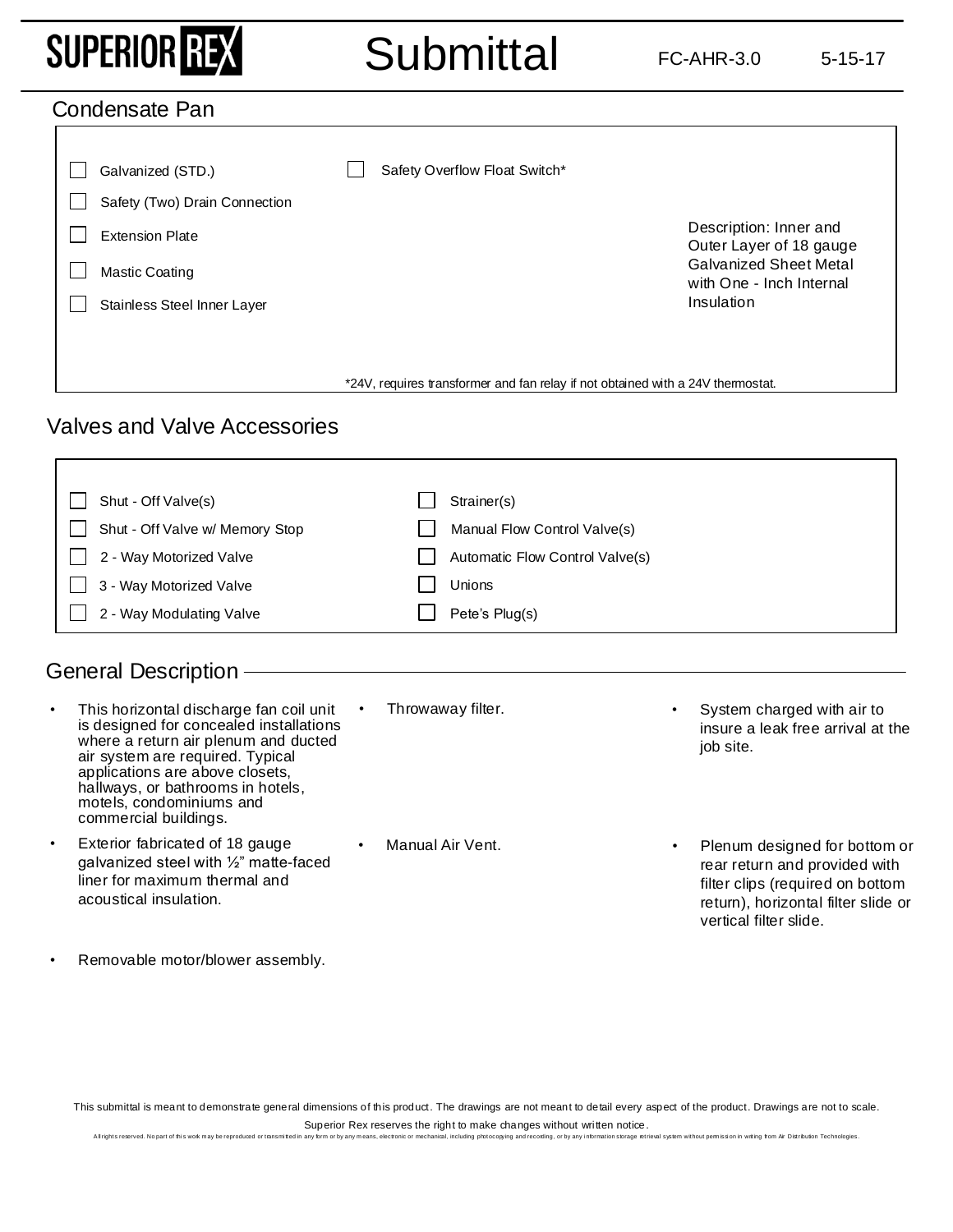SUPERIOR REX **Submittal** FC-AHR-3.0 5-15-17

## Condensate Pan

- ☐ Galvanized (STD.)
- ☐ Safety (Two) Drain Connection
- ☐ Extension Plate
- ☐ Mastic Coating
- ☐ Stainless Steel Inner Layer
- ☐ Safety Overflow Float Switch*

Description: Inner and Outer Layer of 18 gauge Galvanized Sheet Metal with One - Inch Internal Insulation

*24V, requires transformer and fan relay if not obtained with a 24V thermostat.

## Valves and Valve Accessories

- ☐ Shut - Off Valve(s)
- ☐ Shut - Off Valve w/ Memory Stop
- ☐ 2 - Way Motorized Valve
- ☐ 3 - Way Motorized Valve
- ☐ 2 - Way Modulating Valve
- ☐ Strainer(s)
- ☐ Manual Flow Control Valve(s)
- ☐ Automatic Flow Control Valve(s)
- ☐ Unions
- ☐ Pete's Plug(s)

## General Description

- This horizontal discharge fan coil unit is designed for concealed installations where a return air plenum and ducted air system are required. Typical applications are above closets, hallways, or bathrooms in hotels, motels, condominiums and commercial buildings.
- Exterior fabricated of 18 gauge galvanized steel with ½" matte-faced liner for maximum thermal and acoustical insulation.
- Removable motor/blower assembly.
- Throwaway filter.
- Manual Air Vent.
- System charged with air to insure a leak free arrival at the job site.
- Plenum designed for bottom or rear return and provided with filter clips (required on bottom return), horizontal filter slide or vertical filter slide.

This submittal is meant to demonstrate general dimensions of this product. The drawings are not meant to detail every aspect of the product. Drawings are not to scale.

Superior Rex reserves the right to make changes without written notice.

All rights reserved. No part of this work may be reproduced or transmitted in any form or by any means, electronic or mechanical, including photocopying and recording, or by any information storage retrieval system without permission in writing from Air Distribution Technologies.